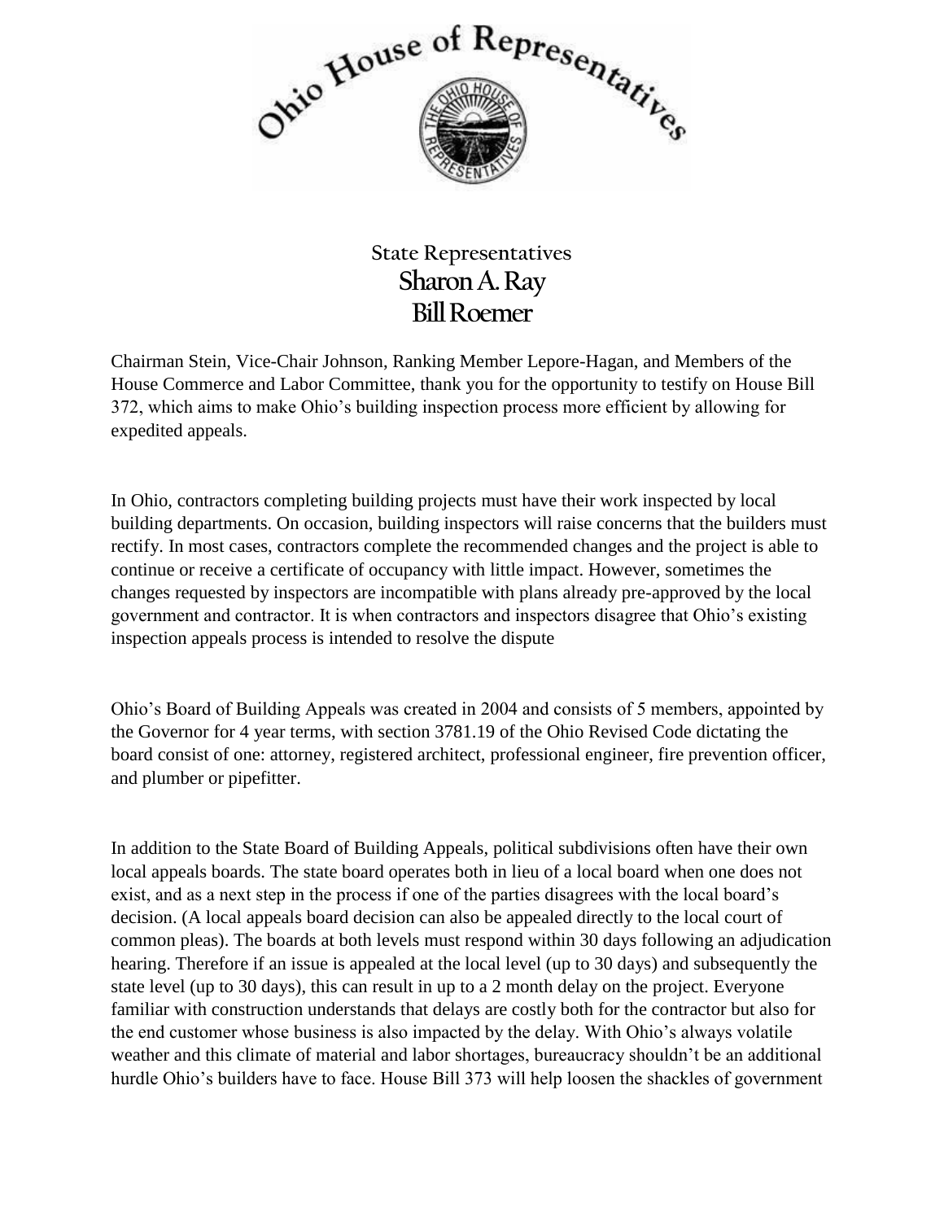Ohio House of Representatives

## State Representatives
## Sharon A. Ray
## Bill Roemer

Chairman Stein, Vice-Chair Johnson, Ranking Member Lepore-Hagan, and Members of the House Commerce and Labor Committee, thank you for the opportunity to testify on House Bill 372, which aims to make Ohio's building inspection process more efficient by allowing for expedited appeals.

In Ohio, contractors completing building projects must have their work inspected by local building departments. On occasion, building inspectors will raise concerns that the builders must rectify. In most cases, contractors complete the recommended changes and the project is able to continue or receive a certificate of occupancy with little impact. However, sometimes the changes requested by inspectors are incompatible with plans already pre-approved by the local government and contractor. It is when contractors and inspectors disagree that Ohio's existing inspection appeals process is intended to resolve the dispute

Ohio's Board of Building Appeals was created in 2004 and consists of 5 members, appointed by the Governor for 4 year terms, with section 3781.19 of the Ohio Revised Code dictating the board consist of one: attorney, registered architect, professional engineer, fire prevention officer, and plumber or pipefitter.

In addition to the State Board of Building Appeals, political subdivisions often have their own local appeals boards. The state board operates both in lieu of a local board when one does not exist, and as a next step in the process if one of the parties disagrees with the local board's decision. (A local appeals board decision can also be appealed directly to the local court of common pleas). The boards at both levels must respond within 30 days following an adjudication hearing. Therefore if an issue is appealed at the local level (up to 30 days) and subsequently the state level (up to 30 days), this can result in up to a 2 month delay on the project. Everyone familiar with construction understands that delays are costly both for the contractor but also for the end customer whose business is also impacted by the delay. With Ohio's always volatile weather and this climate of material and labor shortages, bureaucracy shouldn't be an additional hurdle Ohio's builders have to face. House Bill 373 will help loosen the shackles of government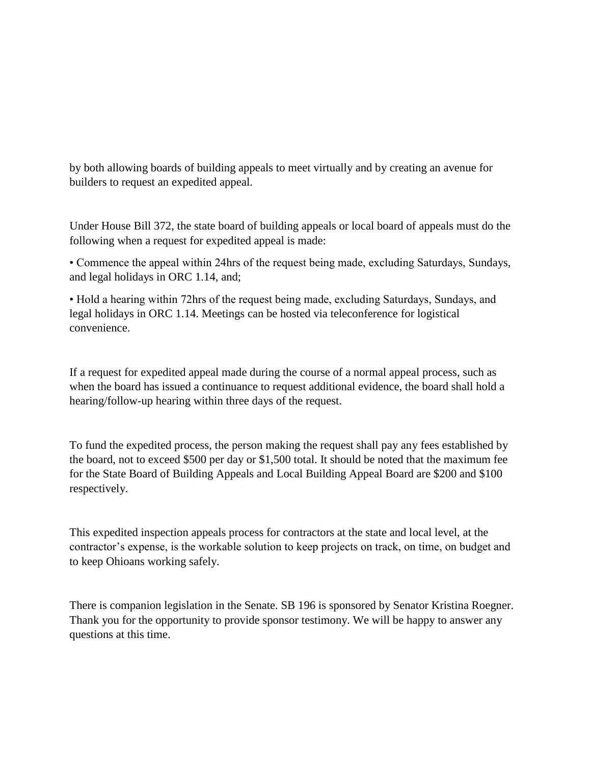by both allowing boards of building appeals to meet virtually and by creating an avenue for builders to request an expedited appeal.

Under House Bill 372, the state board of building appeals or local board of appeals must do the following when a request for expedited appeal is made:

• Commence the appeal within 24hrs of the request being made, excluding Saturdays, Sundays, and legal holidays in ORC 1.14, and;

• Hold a hearing within 72hrs of the request being made, excluding Saturdays, Sundays, and legal holidays in ORC 1.14. Meetings can be hosted via teleconference for logistical convenience.

If a request for expedited appeal made during the course of a normal appeal process, such as when the board has issued a continuance to request additional evidence, the board shall hold a hearing/follow-up hearing within three days of the request.

To fund the expedited process, the person making the request shall pay any fees established by the board, not to exceed $500 per day or $1,500 total. It should be noted that the maximum fee for the State Board of Building Appeals and Local Building Appeal Board are $200 and $100 respectively.

This expedited inspection appeals process for contractors at the state and local level, at the contractor's expense, is the workable solution to keep projects on track, on time, on budget and to keep Ohioans working safely.

There is companion legislation in the Senate. SB 196 is sponsored by Senator Kristina Roegner. Thank you for the opportunity to provide sponsor testimony. We will be happy to answer any questions at this time.